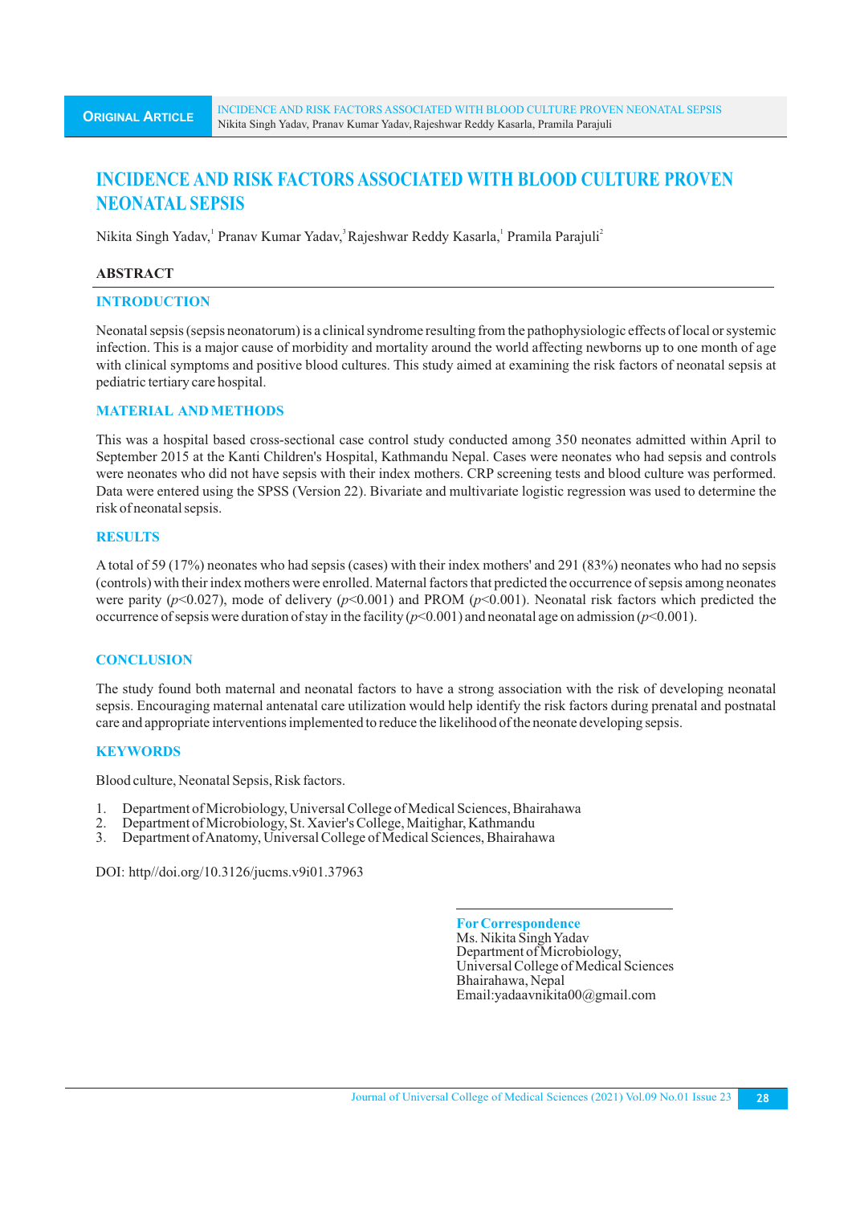# INCIDENCE AND RISK FACTORS ASSOCIATED WITH BLOOD CULTURE PROVEN NEONATAL SEPSIS

Nikita Singh Yadav,[1] Pranav Kumar Yadav,[3] Rajeshwar Reddy Kasarla,[1] Pramila Parajuli[2]

## ABSTRACT

### INTRODUCTION

Neonatal sepsis (sepsis neonatorum) is a clinical syndrome resulting from the pathophysiologic effects of local or systemic infection. This is a major cause of morbidity and mortality around the world affecting newborns up to one month of age with clinical symptoms and positive blood cultures. This study aimed at examining the risk factors of neonatal sepsis at pediatric tertiary care hospital.

### MATERIAL AND METHODS

This was a hospital based cross-sectional case control study conducted among 350 neonates admitted within April to September 2015 at the Kanti Children's Hospital, Kathmandu Nepal. Cases were neonates who had sepsis and controls were neonates who did not have sepsis with their index mothers. CRP screening tests and blood culture was performed. Data were entered using the SPSS (Version 22). Bivariate and multivariate logistic regression was used to determine the risk of neonatal sepsis.

### RESULTS

A total of 59 (17%) neonates who had sepsis (cases) with their index mothers' and 291 (83%) neonates who had no sepsis (controls) with their index mothers were enrolled. Maternal factors that predicted the occurrence of sepsis among neonates were parity ($p<0.027$), mode of delivery ($p<0.001$) and PROM ($p<0.001$). Neonatal risk factors which predicted the occurrence of sepsis were duration of stay in the facility ($p<0.001$) and neonatal age on admission ($p<0.001$).

### CONCLUSION

The study found both maternal and neonatal factors to have a strong association with the risk of developing neonatal sepsis. Encouraging maternal antenatal care utilization would help identify the risk factors during prenatal and postnatal care and appropriate interventions implemented to reduce the likelihood of the neonate developing sepsis.

### KEYWORDS

Blood culture, Neonatal Sepsis, Risk factors.

1. Department of Microbiology, Universal College of Medical Sciences, Bhairahawa
2. Department of Microbiology, St. Xavier's College, Maitighar, Kathmandu
3. Department of Anatomy, Universal College of Medical Sciences, Bhairahawa

DOI: http//doi.org/10.3126/jucms.v9i01.37963

**For Correspondence**
Ms. Nikita Singh Yadav
Department of Microbiology,
Universal College of Medical Sciences
Bhairahawa, Nepal
Email:yadaavnikita00@gmail.com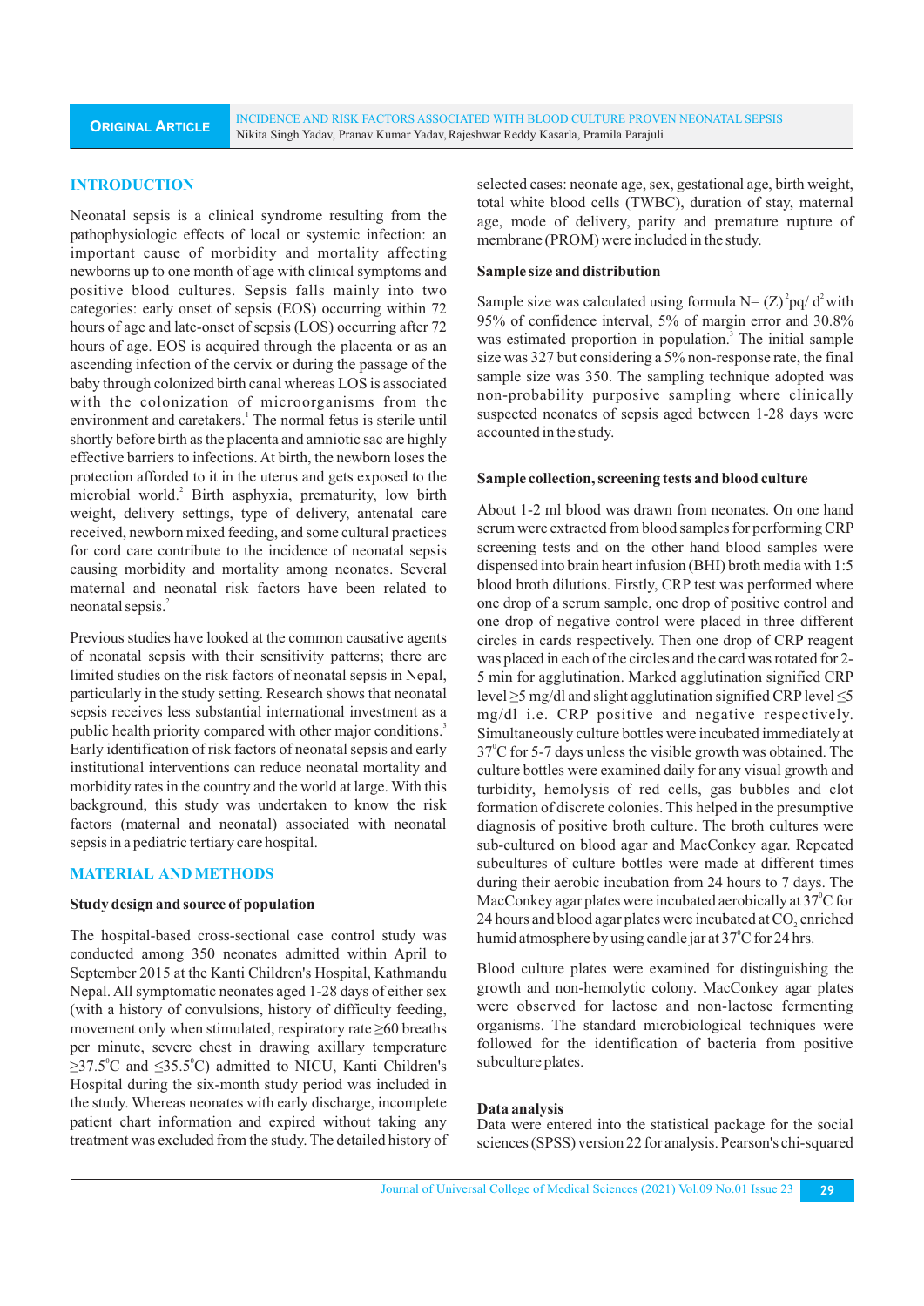## INTRODUCTION

Neonatal sepsis is a clinical syndrome resulting from the pathophysiologic effects of local or systemic infection: an important cause of morbidity and mortality affecting newborns up to one month of age with clinical symptoms and positive blood cultures. Sepsis falls mainly into two categories: early onset of sepsis (EOS) occurring within 72 hours of age and late-onset of sepsis (LOS) occurring after 72 hours of age. EOS is acquired through the placenta or as an ascending infection of the cervix or during the passage of the baby through colonized birth canal whereas LOS is associated with the colonization of microorganisms from the environment and caretakers.[1] The normal fetus is sterile until shortly before birth as the placenta and amniotic sac are highly effective barriers to infections. At birth, the newborn loses the protection afforded to it in the uterus and gets exposed to the microbial world.[2] Birth asphyxia, prematurity, low birth weight, delivery settings, type of delivery, antenatal care received, newborn mixed feeding, and some cultural practices for cord care contribute to the incidence of neonatal sepsis causing morbidity and mortality among neonates. Several maternal and neonatal risk factors have been related to neonatal sepsis.[2]

Previous studies have looked at the common causative agents of neonatal sepsis with their sensitivity patterns; there are limited studies on the risk factors of neonatal sepsis in Nepal, particularly in the study setting. Research shows that neonatal sepsis receives less substantial international investment as a public health priority compared with other major conditions.[3] Early identification of risk factors of neonatal sepsis and early institutional interventions can reduce neonatal mortality and morbidity rates in the country and the world at large. With this background, this study was undertaken to know the risk factors (maternal and neonatal) associated with neonatal sepsis in a pediatric tertiary care hospital.

## MATERIAL AND METHODS

### Study design and source of population

The hospital-based cross-sectional case control study was conducted among 350 neonates admitted within April to September 2015 at the Kanti Children's Hospital, Kathmandu Nepal. All symptomatic neonates aged 1-28 days of either sex (with a history of convulsions, history of difficulty feeding, movement only when stimulated, respiratory rate ≥60 breaths per minute, severe chest in drawing axillary temperature ≥37.5°C and ≤35.5°C) admitted to NICU, Kanti Children's Hospital during the six-month study period was included in the study. Whereas neonates with early discharge, incomplete patient chart information and expired without taking any treatment was excluded from the study. The detailed history of selected cases: neonate age, sex, gestational age, birth weight, total white blood cells (TWBC), duration of stay, maternal age, mode of delivery, parity and premature rupture of membrane (PROM) were included in the study.

### Sample size and distribution

Sample size was calculated using formula $N = (Z)^2 pq / d^2$ with 95% of confidence interval, 5% of margin error and 30.8% was estimated proportion in population.[3] The initial sample size was 327 but considering a 5% non-response rate, the final sample size was 350. The sampling technique adopted was non-probability purposive sampling where clinically suspected neonates of sepsis aged between 1-28 days were accounted in the study.

### Sample collection, screening tests and blood culture

About 1-2 ml blood was drawn from neonates. On one hand serum were extracted from blood samples for performing CRP screening tests and on the other hand blood samples were dispensed into brain heart infusion (BHI) broth media with 1:5 blood broth dilutions. Firstly, CRP test was performed where one drop of a serum sample, one drop of positive control and one drop of negative control were placed in three different circles in cards respectively. Then one drop of CRP reagent was placed in each of the circles and the card was rotated for 2-5 min for agglutination. Marked agglutination signified CRP level ≥5 mg/dl and slight agglutination signified CRP level ≤5 mg/dl i.e. CRP positive and negative respectively. Simultaneously culture bottles were incubated immediately at 37°C for 5-7 days unless the visible growth was obtained. The culture bottles were examined daily for any visual growth and turbidity, hemolysis of red cells, gas bubbles and clot formation of discrete colonies. This helped in the presumptive diagnosis of positive broth culture. The broth cultures were sub-cultured on blood agar and MacConkey agar. Repeated subcultures of culture bottles were made at different times during their aerobic incubation from 24 hours to 7 days. The MacConkey agar plates were incubated aerobically at 37°C for 24 hours and blood agar plates were incubated at $CO_2$ enriched humid atmosphere by using candle jar at 37°C for 24 hrs.

Blood culture plates were examined for distinguishing the growth and non-hemolytic colony. MacConkey agar plates were observed for lactose and non-lactose fermenting organisms. The standard microbiological techniques were followed for the identification of bacteria from positive subculture plates.

### Data analysis

Data were entered into the statistical package for the social sciences (SPSS) version 22 for analysis. Pearson's chi-squared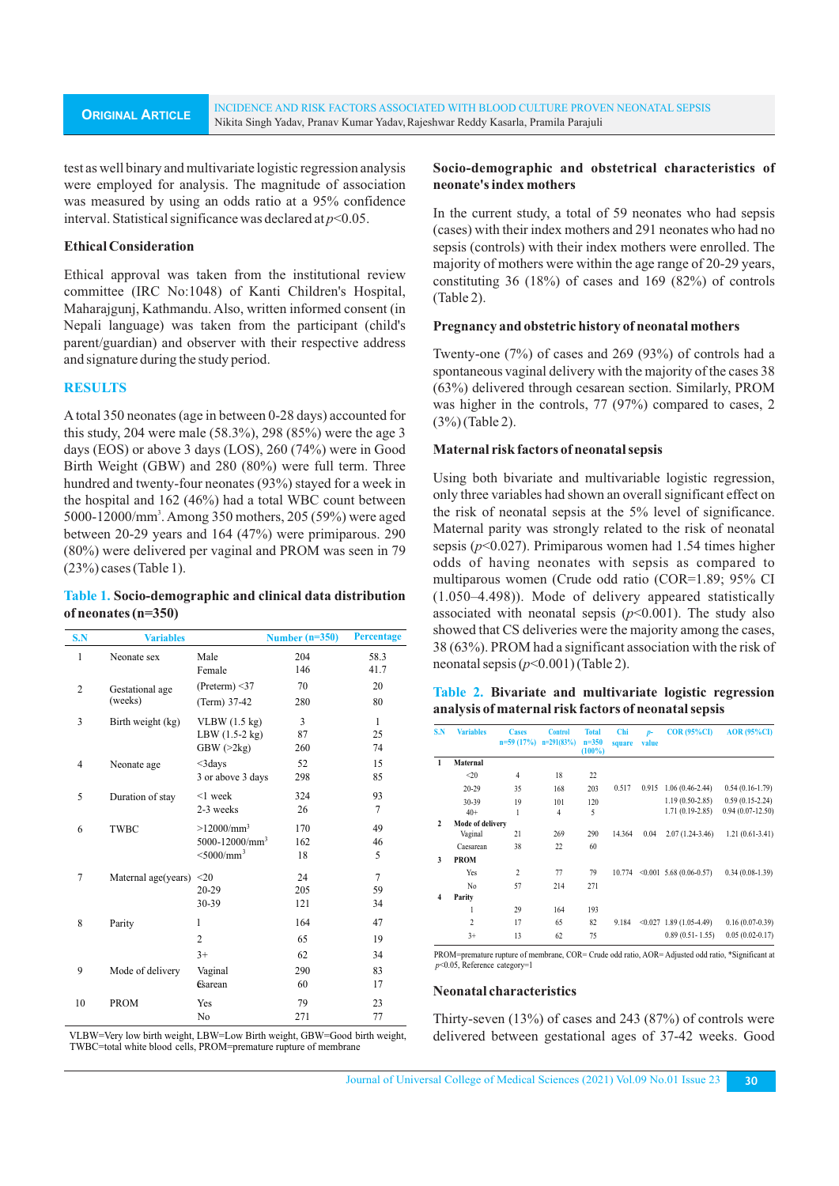test as well binary and multivariate logistic regression analysis were employed for analysis. The magnitude of association was measured by using an odds ratio at a 95% confidence interval. Statistical significance was declared at $p$<0.05.

### Ethical Consideration

Ethical approval was taken from the institutional review committee (IRC No:1048) of Kanti Children's Hospital, Maharajgunj, Kathmandu. Also, written informed consent (in Nepali language) was taken from the participant (child's parent/guardian) and observer with their respective address and signature during the study period.

## RESULTS

A total 350 neonates (age in between 0-28 days) accounted for this study, 204 were male (58.3%), 298 (85%) were the age 3 days (EOS) or above 3 days (LOS), 260 (74%) were in Good Birth Weight (GBW) and 280 (80%) were full term. Three hundred and twenty-four neonates (93%) stayed for a week in the hospital and 162 (46%) had a total WBC count between 5000-12000/mm$^3$. Among 350 mothers, 205 (59%) were aged between 20-29 years and 164 (47%) were primiparous. 290 (80%) were delivered per vaginal and PROM was seen in 79 (23%) cases (Table 1).

**Table 1. Socio-demographic and clinical data distribution of neonates (n=350)**

| S.N | Variables | | Number (n=350) | Percentage |
|---|---|---|---|---|
| 1 | Neonate sex | Male | 204 | 58.3 |
| | | Female | 146 | 41.7 |
| 2 | Gestational age (weeks) | (Preterm) <37 | 70 | 20 |
| | | (Term) 37-42 | 280 | 80 |
| 3 | Birth weight (kg) | VLBW (1.5 kg) | 3 | 1 |
| | | LBW (1.5-2 kg) | 87 | 25 |
| | | GBW (>2kg) | 260 | 74 |
| 4 | Neonate age | <3days | 52 | 15 |
| | | 3 or above 3 days | 298 | 85 |
| 5 | Duration of stay | <1 week | 324 | 93 |
| | | 2-3 weeks | 26 | 7 |
| 6 | TWBC | >12000/mm$^3$ | 170 | 49 |
| | | 5000-12000/mm$^3$ | 162 | 46 |
| | | <5000/mm$^3$ | 18 | 5 |
| 7 | Maternal age(years) | <20 | 24 | 7 |
| | | 20-29 | 205 | 59 |
| | | 30-39 | 121 | 34 |
| 8 | Parity | 1 | 164 | 47 |
| | | 2 | 65 | 19 |
| | | 3+ | 62 | 34 |
| 9 | Mode of delivery | Vaginal | 290 | 83 |
| | | Cesarean | 60 | 17 |
| 10 | PROM | Yes | 79 | 23 |
| | | No | 271 | 77 |

VLBW=Very low birth weight, LBW=Low Birth weight, GBW=Good birth weight, TWBC=total white blood cells, PROM=premature rupture of membrane

### Socio-demographic and obstetrical characteristics of neonate's index mothers

In the current study, a total of 59 neonates who had sepsis (cases) with their index mothers and 291 neonates who had no sepsis (controls) with their index mothers were enrolled. The majority of mothers were within the age range of 20-29 years, constituting 36 (18%) of cases and 169 (82%) of controls (Table 2).

### Pregnancy and obstetric history of neonatal mothers

Twenty-one (7%) of cases and 269 (93%) of controls had a spontaneous vaginal delivery with the majority of the cases 38 (63%) delivered through cesarean section. Similarly, PROM was higher in the controls, 77 (97%) compared to cases, 2 (3%) (Table 2).

### Maternal risk factors of neonatal sepsis

Using both bivariate and multivariable logistic regression, only three variables had shown an overall significant effect on the risk of neonatal sepsis at the 5% level of significance. Maternal parity was strongly related to the risk of neonatal sepsis ($p$<0.027). Primiparous women had 1.54 times higher odds of having neonates with sepsis as compared to multiparous women (Crude odd ratio (COR=1.89; 95% CI (1.050–4.498)). Mode of delivery appeared statistically associated with neonatal sepsis ($p$<0.001). The study also showed that CS deliveries were the majority among the cases, 38 (63%). PROM had a significant association with the risk of neonatal sepsis ($p$<0.001) (Table 2).

**Table 2. Bivariate and multivariate logistic regression analysis of maternal risk factors of neonatal sepsis**

| S.N | Variables | Cases n=59 (17%) | Control n=291(83%) | Total n=350 (100%) | Chi square | p-value | COR (95%CI) | AOR (95%CI) |
|---|---|---|---|---|---|---|---|---|
| 1 | Maternal | | | | | | | |
| | <20 | 4 | 18 | 22 | | | | |
| | 20-29 | 35 | 168 | 203 | 0.517 | 0.915 | 1.06 (0.46-2.44) | 0.54 (0.16-1.79) |
| | 30-39 | 19 | 101 | 120 | | | 1.19 (0.50-2.85) | 0.59 (0.15-2.24) |
| | 40+ | 1 | 4 | 5 | | | 1.71 (0.19-2.85) | 0.94 (0.07-12.50) |
| 2 | Mode of delivery | | | | | | | |
| | Vaginal | 21 | 269 | 290 | 14.364 | 0.04 | 2.07 (1.24-3.46) | 1.21 (0.61-3.41) |
| | Caesarean | 38 | 22 | 60 | | | | |
| 3 | PROM | | | | | | | |
| | Yes | 2 | 77 | 79 | 10.774 | <0.001 | 5.68 (0.06-0.57) | 0.34 (0.08-1.39) |
| | No | 57 | 214 | 271 | | | | |
| 4 | Parity | | | | | | | |
| | 1 | 29 | 164 | 193 | | | | |
| | 2 | 17 | 65 | 82 | 9.184 | <0.027 | 1.89 (1.05-4.49) | 0.16 (0.07-0.39) |
| | 3+ | 13 | 62 | 75 | | | 0.89 (0.51- 1.55) | 0.05 (0.02-0.17) |

PROM=premature rupture of membrane, COR= Crude odd ratio, AOR= Adjusted odd ratio, *Significant at $p$<0.05, Reference category=1

### Neonatal characteristics

Thirty-seven (13%) of cases and 243 (87%) of controls were delivered between gestational ages of 37-42 weeks. Good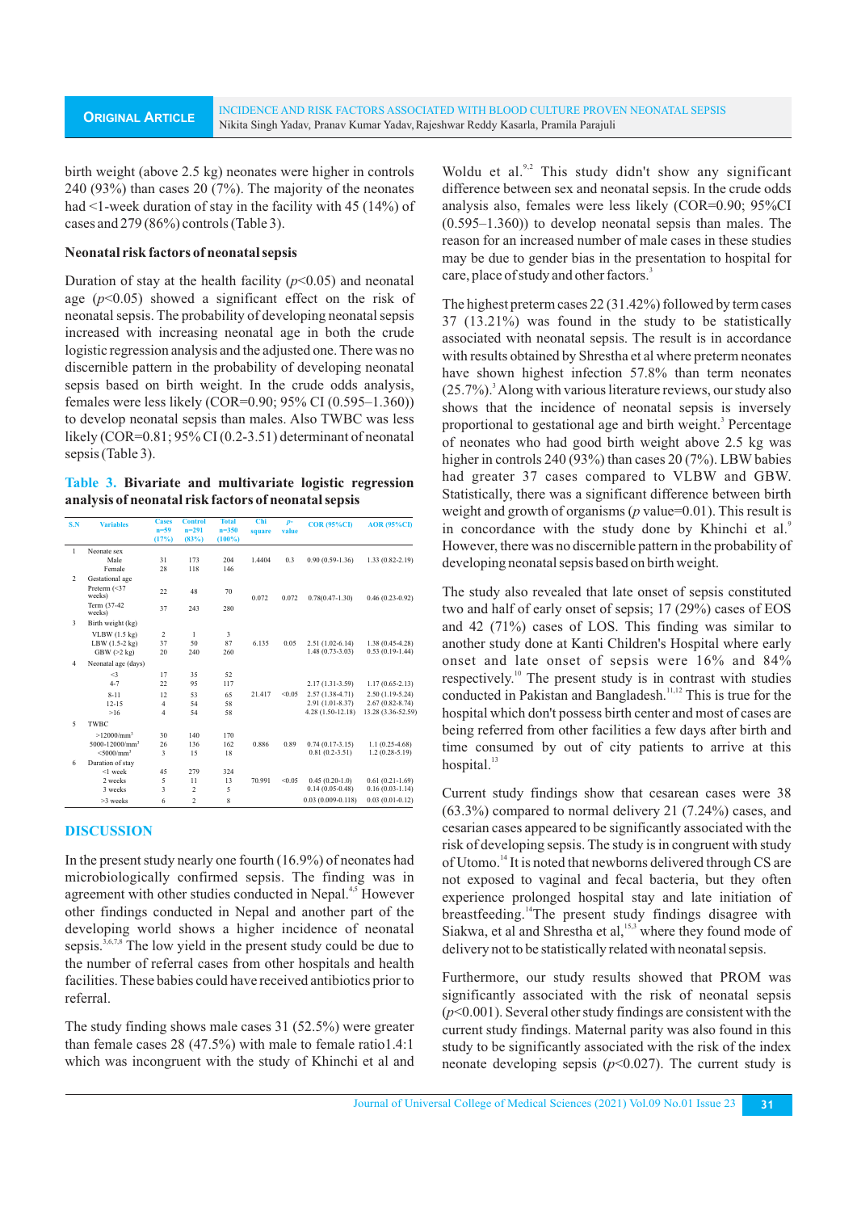birth weight (above 2.5 kg) neonates were higher in controls 240 (93%) than cases 20 (7%). The majority of the neonates had <1-week duration of stay in the facility with 45 (14%) of cases and 279 (86%) controls (Table 3).

### Neonatal risk factors of neonatal sepsis

Duration of stay at the health facility ($p<0.05$) and neonatal age ($p<0.05$) showed a significant effect on the risk of neonatal sepsis. The probability of developing neonatal sepsis increased with increasing neonatal age in both the crude logistic regression analysis and the adjusted one. There was no discernible pattern in the probability of developing neonatal sepsis based on birth weight. In the crude odds analysis, females were less likely (COR=0.90; 95% CI (0.595–1.360)) to develop neonatal sepsis than males. Also TWBC was less likely (COR=0.81; 95% CI (0.2-3.51) determinant of neonatal sepsis (Table 3).

**Table 3. Bivariate and multivariate logistic regression analysis of neonatal risk factors of neonatal sepsis**

| S.N | Variables | Cases n=59 (17%) | Control n=291 (83%) | Total n=350 (100%) | Chi square | p-value | COR (95%CI) | AOR (95%CI) |
|---|---|---|---|---|---|---|---|---|
| 1 | Neonate sex | | | | | | | |
| | Male | 31 | 173 | 204 | 1.4404 | 0.3 | 0.90 (0.59-1.36) | 1.33 (0.82-2.19) |
| | Female | 28 | 118 | 146 | | | | |
| 2 | Gestational age | | | | | | | |
| | Preterm (<37 weeks) | 22 | 48 | 70 | 0.072 | 0.072 | 0.78(0.47-1.30) | 0.46 (0.23-0.92) |
| | Term (37-42 weeks) | 37 | 243 | 280 | | | | |
| 3 | Birth weight (kg) | | | | | | | |
| | VLBW (1.5 kg) | 2 | 1 | 3 | | | | |
| | LBW (1.5-2 kg) | 37 | 50 | 87 | 6.135 | 0.05 | 2.51 (1.02-6.14) | 1.38 (0.45-4.28) |
| | GBW (>2 kg) | 20 | 240 | 260 | | | 1.48 (0.73-3.03) | 0.53 (0.19-1.44) |
| 4 | Neonatal age (days) | | | | | | | |
| | <3 | 17 | 35 | 52 | | | | |
| | 4-7 | 22 | 95 | 117 | | | 2.17 (1.31-3.59) | 1.17 (0.65-2.13) |
| | 8-11 | 12 | 53 | 65 | 21.417 | <0.05 | 2.57 (1.38-4.71) | 2.50 (1.19-5.24) |
| | 12-15 | 4 | 54 | 58 | | | 2.91 (1.01-8.37) | 2.67 (0.82-8.74) |
| | >16 | 4 | 54 | 58 | | | 4.28 (1.50-12.18) | 13.28 (3.36-52.59) |
| 5 | TWBC | | | | | | | |
| | >12000/mm$^3$ | 30 | 140 | 170 | | | | |
| | 5000-12000/mm$^3$ | 26 | 136 | 162 | 0.886 | 0.89 | 0.74 (0.17-3.15) | 1.1 (0.25-4.68) |
| | <5000/mm$^3$ | 3 | 15 | 18 | | | 0.81 (0.2-3.51) | 1.2 (0.28-5.19) |
| 6 | Duration of stay | | | | | | | |
| | <1 week | 45 | 279 | 324 | | | | |
| | 2 weeks | 5 | 11 | 13 | 70.991 | <0.05 | 0.45 (0.20-1.0) | 0.61 (0.21-1.69) |
| | 3 weeks | 3 | 2 | 5 | | | 0.14 (0.05-0.48) | 0.16 (0.03-1.14) |
| | >3 weeks | 6 | 2 | 8 | | | 0.03 (0.009-0.118) | 0.03 (0.01-0.12) |

## DISCUSSION

In the present study nearly one fourth (16.9%) of neonates had microbiologically confirmed sepsis. The finding was in agreement with other studies conducted in Nepal.[4,5] However other findings conducted in Nepal and another part of the developing world shows a higher incidence of neonatal sepsis.[3,6,7,8] The low yield in the present study could be due to the number of referral cases from other hospitals and health facilities. These babies could have received antibiotics prior to referral.

The study finding shows male cases 31 (52.5%) were greater than female cases 28 (47.5%) with male to female ratio1.4:1 which was incongruent with the study of Khinchi et al and Woldu et al.[9,2] This study didn't show any significant difference between sex and neonatal sepsis. In the crude odds analysis also, females were less likely (COR=0.90; 95%CI (0.595–1.360)) to develop neonatal sepsis than males. The reason for an increased number of male cases in these studies may be due to gender bias in the presentation to hospital for care, place of study and other factors.[3]

The highest preterm cases 22 (31.42%) followed by term cases 37 (13.21%) was found in the study to be statistically associated with neonatal sepsis. The result is in accordance with results obtained by Shrestha et al where preterm neonates have shown highest infection 57.8% than term neonates (25.7%).[3] Along with various literature reviews, our study also shows that the incidence of neonatal sepsis is inversely proportional to gestational age and birth weight.[3] Percentage of neonates who had good birth weight above 2.5 kg was higher in controls 240 (93%) than cases 20 (7%). LBW babies had greater 37 cases compared to VLBW and GBW. Statistically, there was a significant difference between birth weight and growth of organisms ($p$ value=0.01). This result is in concordance with the study done by Khinchi et al.[9] However, there was no discernible pattern in the probability of developing neonatal sepsis based on birth weight.

The study also revealed that late onset of sepsis constituted two and half of early onset of sepsis; 17 (29%) cases of EOS and 42 (71%) cases of LOS. This finding was similar to another study done at Kanti Children's Hospital where early onset and late onset of sepsis were 16% and 84% respectively.[10] The present study is in contrast with studies conducted in Pakistan and Bangladesh.[11,12] This is true for the hospital which don't possess birth center and most of cases are being referred from other facilities a few days after birth and time consumed by out of city patients to arrive at this hospital.[13]

Current study findings show that cesarean cases were 38 (63.3%) compared to normal delivery 21 (7.24%) cases, and cesarian cases appeared to be significantly associated with the risk of developing sepsis. The study is in congruent with study of Utomo.[14] It is noted that newborns delivered through CS are not exposed to vaginal and fecal bacteria, but they often experience prolonged hospital stay and late initiation of breastfeeding.[14] The present study findings disagree with Siakwa, et al and Shrestha et al,[15,3] where they found mode of delivery not to be statistically related with neonatal sepsis.

Furthermore, our study results showed that PROM was significantly associated with the risk of neonatal sepsis ($p<0.001$). Several other study findings are consistent with the current study findings. Maternal parity was also found in this study to be significantly associated with the risk of the index neonate developing sepsis ($p<0.027$). The current study is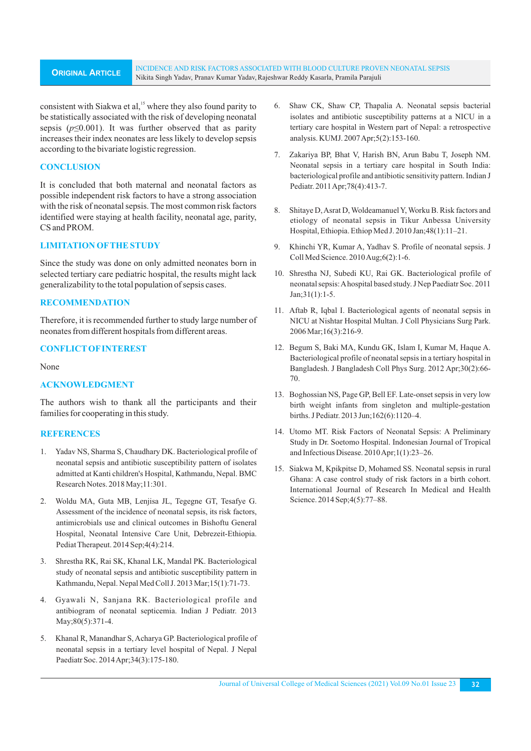consistent with Siakwa et al,[15] where they also found parity to be statistically associated with the risk of developing neonatal sepsis ($p \leq 0.001$). It was further observed that as parity increases their index neonates are less likely to develop sepsis according to the bivariate logistic regression.

## CONCLUSION

It is concluded that both maternal and neonatal factors as possible independent risk factors to have a strong association with the risk of neonatal sepsis. The most common risk factors identified were staying at health facility, neonatal age, parity, CS and PROM.

## LIMITATION OF THE STUDY

Since the study was done on only admitted neonates born in selected tertiary care pediatric hospital, the results might lack generalizability to the total population of sepsis cases.

## RECOMMENDATION

Therefore, it is recommended further to study large number of neonates from different hospitals from different areas.

## CONFLICT OF INTEREST

None

## ACKNOWLEDGMENT

The authors wish to thank all the participants and their families for cooperating in this study.

## REFERENCES

1. Yadav NS, Sharma S, Chaudhary DK. Bacteriological profile of neonatal sepsis and antibiotic susceptibility pattern of isolates admitted at Kanti children's Hospital, Kathmandu, Nepal. BMC Research Notes. 2018 May;11:301.
2. Woldu MA, Guta MB, Lenjisa JL, Tegegne GT, Tesafye G. Assessment of the incidence of neonatal sepsis, its risk factors, antimicrobials use and clinical outcomes in Bishoftu General Hospital, Neonatal Intensive Care Unit, Debrezeit-Ethiopia. Pediat Therapeut. 2014 Sep;4(4):214.
3. Shrestha RK, Rai SK, Khanal LK, Mandal PK. Bacteriological study of neonatal sepsis and antibiotic susceptibility pattern in Kathmandu, Nepal. Nepal Med Coll J. 2013 Mar;15(1):71-73.
4. Gyawali N, Sanjana RK. Bacteriological profile and antibiogram of neonatal septicemia. Indian J Pediatr. 2013 May;80(5):371-4.
5. Khanal R, Manandhar S, Acharya GP. Bacteriological profile of neonatal sepsis in a tertiary level hospital of Nepal. J Nepal Paediatr Soc. 2014 Apr;34(3):175-180.
6. Shaw CK, Shaw CP, Thapalia A. Neonatal sepsis bacterial isolates and antibiotic susceptibility patterns at a NICU in a tertiary care hospital in Western part of Nepal: a retrospective analysis. KUMJ. 2007 Apr;5(2):153-160.
7. Zakariya BP, Bhat V, Harish BN, Arun Babu T, Joseph NM. Neonatal sepsis in a tertiary care hospital in South India: bacteriological profile and antibiotic sensitivity pattern. Indian J Pediatr. 2011 Apr;78(4):413-7.
8. Shitaye D, Asrat D, Woldeamanuel Y, Worku B. Risk factors and etiology of neonatal sepsis in Tikur Anbessa University Hospital, Ethiopia. Ethiop Med J. 2010 Jan;48(1):11–21.
9. Khinchi YR, Kumar A, Yadhav S. Profile of neonatal sepsis. J Coll Med Science. 2010 Aug;6(2):1-6.
10. Shrestha NJ, Subedi KU, Rai GK. Bacteriological profile of neonatal sepsis: A hospital based study. J Nep Paediatr Soc. 2011 Jan;31(1):1-5.
11. Aftab R, Iqbal I. Bacteriological agents of neonatal sepsis in NICU at Nishtar Hospital Multan. J Coll Physicians Surg Park. 2006 Mar;16(3):216-9.
12. Begum S, Baki MA, Kundu GK, Islam I, Kumar M, Haque A. Bacteriological profile of neonatal sepsis in a tertiary hospital in Bangladesh. J Bangladesh Coll Phys Surg. 2012 Apr;30(2):66-70.
13. Boghossian NS, Page GP, Bell EF. Late-onset sepsis in very low birth weight infants from singleton and multiple-gestation births. J Pediatr. 2013 Jun;162(6):1120–4.
14. Utomo MT. Risk Factors of Neonatal Sepsis: A Preliminary Study in Dr. Soetomo Hospital. Indonesian Journal of Tropical and Infectious Disease. 2010 Apr;1(1):23–26.
15. Siakwa M, Kpikpitse D, Mohamed SS. Neonatal sepsis in rural Ghana: A case control study of risk factors in a birth cohort. International Journal of Research In Medical and Health Science. 2014 Sep;4(5):77–88.